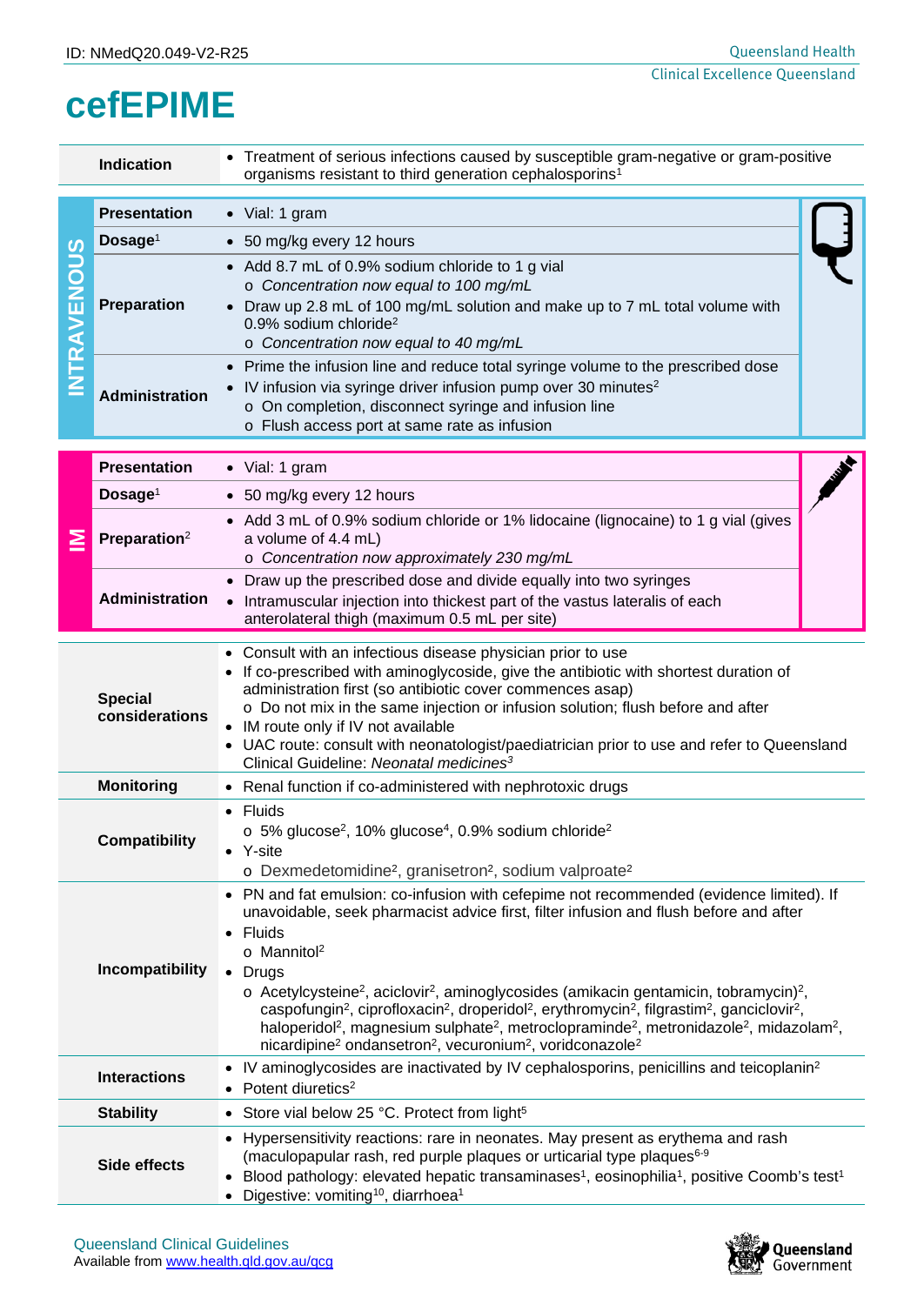ID: NMedQ20.049-V2-R25

# cefEPIME

| | |
|---|---|
| **Indication** | • Treatment of serious infections caused by susceptible gram-negative or gram-positive organisms resistant to third generation cephalosporins[1] |

## INTRAVENOUS

| | |
|---|---|
| **Presentation** | • Vial: 1 gram |
| **Dosage**[1] | • 50 mg/kg every 12 hours |
| **Preparation** | • Add 8.7 mL of 0.9% sodium chloride to 1 g vial<br>o *Concentration now equal to 100 mg/mL*<br>• Draw up 2.8 mL of 100 mg/mL solution and make up to 7 mL total volume with 0.9% sodium chloride[2]<br>o *Concentration now equal to 40 mg/mL* |
| **Administration** | • Prime the infusion line and reduce total syringe volume to the prescribed dose<br>• IV infusion via syringe driver infusion pump over 30 minutes[2]<br>o On completion, disconnect syringe and infusion line<br>o Flush access port at same rate as infusion |

## IM

| | |
|---|---|
| **Presentation** | • Vial: 1 gram |
| **Dosage**[1] | • 50 mg/kg every 12 hours |
| **Preparation**[2] | • Add 3 mL of 0.9% sodium chloride or 1% lidocaine (lignocaine) to 1 g vial (gives a volume of 4.4 mL)<br>o *Concentration now approximately 230 mg/mL* |
| **Administration** | • Draw up the prescribed dose and divide equally into two syringes<br>• Intramuscular injection into thickest part of the vastus lateralis of each anterolateral thigh (maximum 0.5 mL per site) |

| | |
|---|---|
| **Special considerations** | • Consult with an infectious disease physician prior to use<br>• If co-prescribed with aminoglycoside, give the antibiotic with shortest duration of administration first (so antibiotic cover commences asap)<br>o Do not mix in the same injection or infusion solution; flush before and after<br>• IM route only if IV not available<br>• UAC route: consult with neonatologist/paediatrician prior to use and refer to Queensland Clinical Guideline: *Neonatal medicines*[3] |
| **Monitoring** | • Renal function if co-administered with nephrotoxic drugs |
| **Compatibility** | • Fluids<br>o 5% glucose[2], 10% glucose[4], 0.9% sodium chloride[2]<br>• Y-site<br>o Dexmedetomidine[2], granisetron[2], sodium valproate[2] |
| **Incompatibility** | • PN and fat emulsion: co-infusion with cefepime not recommended (evidence limited). If unavoidable, seek pharmacist advice first, filter infusion and flush before and after<br>• Fluids<br>o Mannitol[2]<br>• Drugs<br>o Acetylcysteine[2], aciclovir[2], aminoglycosides (amikacin gentamicin, tobramycin)[2], caspofungin[2], ciprofloxacin[2], droperidol[2], erythromycin[2], filgrastim[2], ganciclovir[2], haloperidol[2], magnesium sulphate[2], metroclopraminde[2], metronidazole[2], midazolam[2], nicardipine[2] ondansetron[2], vecuronium[2], voridconazole[2] |
| **Interactions** | • IV aminoglycosides are inactivated by IV cephalosporins, penicillins and teicoplanin[2]<br>• Potent diuretics[2] |
| **Stability** | • Store vial below 25 °C. Protect from light[5] |
| **Side effects** | • Hypersensitivity reactions: rare in neonates. May present as erythema and rash (maculopapular rash, red purple plaques or urticarial type plaques[6-9]<br>• Blood pathology: elevated hepatic transaminases[1], eosinophilia[1], positive Coomb's test[1]<br>• Digestive: vomiting[10], diarrhoea[1] |

Queensland Clinical Guidelines
Available from www.health.qld.gov.au/qcg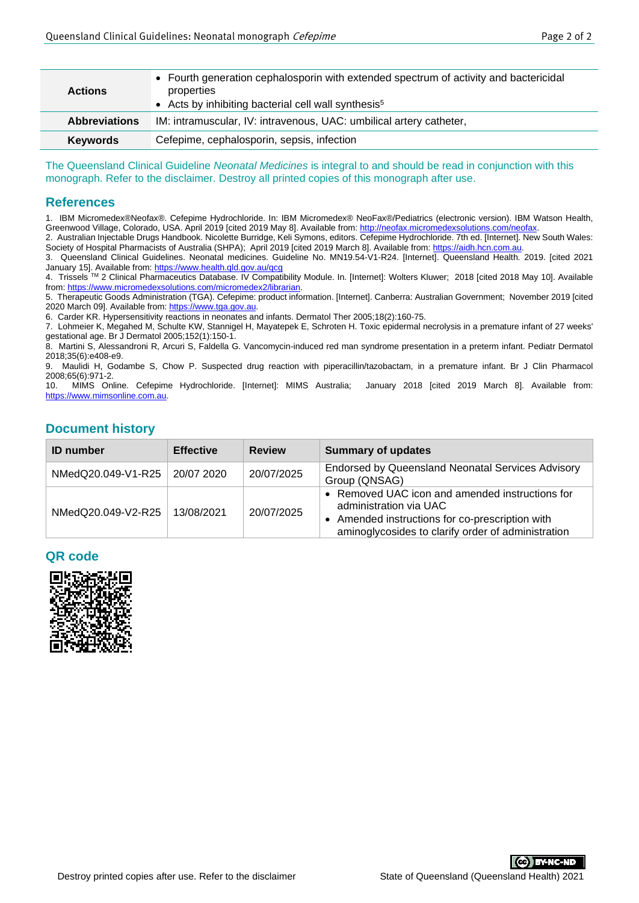| | |
|---|---|
| **Actions** | • Fourth generation cephalosporin with extended spectrum of activity and bactericidal properties<br>• Acts by inhibiting bacterial cell wall synthesis[5] |
| **Abbreviations** | IM: intramuscular, IV: intravenous, UAC: umbilical artery catheter, |
| **Keywords** | Cefepime, cephalosporin, sepsis, infection |

The Queensland Clinical Guideline *Neonatal Medicines* is integral to and should be read in conjunction with this monograph. Refer to the disclaimer. Destroy all printed copies of this monograph after use.

## References

1. IBM Micromedex®Neofax®. Cefepime Hydrochloride. In: IBM Micromedex® NeoFax®/Pediatrics (electronic version). IBM Watson Health, Greenwood Village, Colorado, USA. April 2019 [cited 2019 May 8]. Available from: http://neofax.micromedexsolutions.com/neofax.
2. Australian Injectable Drugs Handbook. Nicolette Burridge, Keli Symons, editors. Cefepime Hydrochloride. 7th ed. [Internet]. New South Wales: Society of Hospital Pharmacists of Australia (SHPA); April 2019 [cited 2019 March 8]. Available from: https://aidh.hcn.com.au.
3. Queensland Clinical Guidelines. Neonatal medicines. Guideline No. MN19.54-V1-R24. [Internet]. Queensland Health. 2019. [cited 2021 January 15]. Available from: https://www.health.qld.gov.au/qcg
4. Trissels ™ 2 Clinical Pharmaceutics Database. IV Compatibility Module. In. [Internet]: Wolters Kluwer; 2018 [cited 2018 May 10]. Available from: https://www.micromedexsolutions.com/micromedex2/librarian.
5. Therapeutic Goods Administration (TGA). Cefepime: product information. [Internet]. Canberra: Australian Government; November 2019 [cited 2020 March 09]. Available from: https://www.tga.gov.au.
6. Carder KR. Hypersensitivity reactions in neonates and infants. Dermatol Ther 2005;18(2):160-75.
7. Lohmeier K, Megahed M, Schulte KW, Stannigel H, Mayatepek E, Schroten H. Toxic epidermal necrolysis in a premature infant of 27 weeks' gestational age. Br J Dermatol 2005;152(1):150-1.
8. Martini S, Alessandroni R, Arcuri S, Faldella G. Vancomycin-induced red man syndrome presentation in a preterm infant. Pediatr Dermatol 2018;35(6):e408-e9.
9. Maulidi H, Godambe S, Chow P. Suspected drug reaction with piperacillin/tazobactam, in a premature infant. Br J Clin Pharmacol 2008;65(6):971-2.
10. MIMS Online. Cefepime Hydrochloride. [Internet]: MIMS Australia; January 2018 [cited 2019 March 8]. Available from: https://www.mimsonline.com.au.

## Document history

| ID number | Effective | Review | Summary of updates |
|---|---|---|---|
| NMedQ20.049-V1-R25 | 20/07 2020 | 20/07/2025 | Endorsed by Queensland Neonatal Services Advisory Group (QNSAG) |
| NMedQ20.049-V2-R25 | 13/08/2021 | 20/07/2025 | • Removed UAC icon and amended instructions for administration via UAC<br>• Amended instructions for co-prescription with aminoglycosides to clarify order of administration |

## QR code

Destroy printed copies after use. Refer to the disclaimer

State of Queensland (Queensland Health) 2021